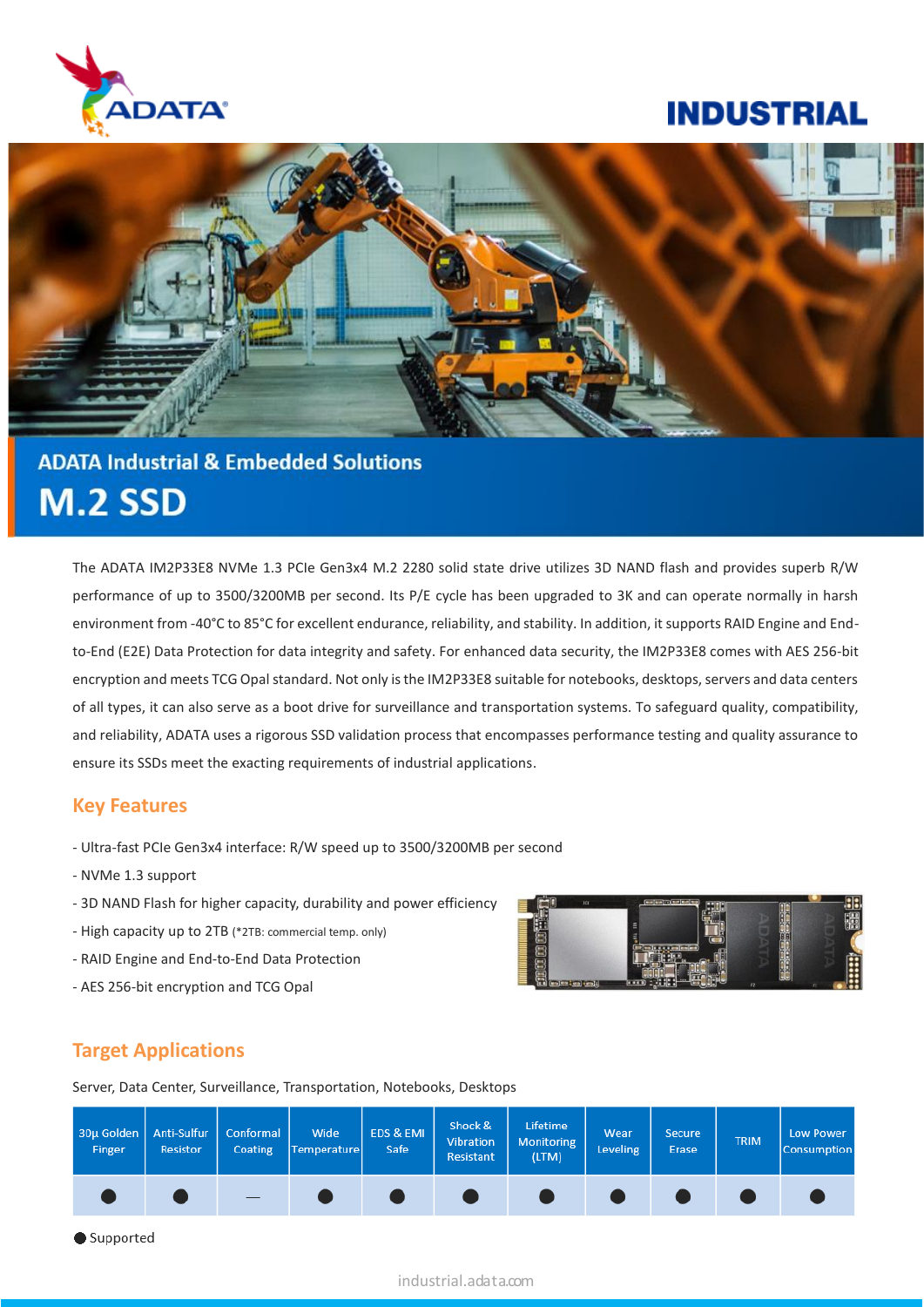ADATA

# INDUSTRIAL

## ADATA Industrial & Embedded Solutions

# M.2 SSD

The ADATA IM2P33E8 NVMe 1.3 PCIe Gen3x4 M.2 2280 solid state drive utilizes 3D NAND flash and provides superb R/W performance of up to 3500/3200MB per second. Its P/E cycle has been upgraded to 3K and can operate normally in harsh environment from -40°C to 85°C for excellent endurance, reliability, and stability. In addition, it supports RAID Engine and End-to-End (E2E) Data Protection for data integrity and safety. For enhanced data security, the IM2P33E8 comes with AES 256-bit encryption and meets TCG Opal standard. Not only is the IM2P33E8 suitable for notebooks, desktops, servers and data centers of all types, it can also serve as a boot drive for surveillance and transportation systems. To safeguard quality, compatibility, and reliability, ADATA uses a rigorous SSD validation process that encompasses performance testing and quality assurance to ensure its SSDs meet the exacting requirements of industrial applications.

## Key Features

- Ultra-fast PCIe Gen3x4 interface: R/W speed up to 3500/3200MB per second
- NVMe 1.3 support
- 3D NAND Flash for higher capacity, durability and power efficiency
- High capacity up to 2TB (*2TB: commercial temp. only)
- RAID Engine and End-to-End Data Protection
- AES 256-bit encryption and TCG Opal

## Target Applications

Server, Data Center, Surveillance, Transportation, Notebooks, Desktops

| 30µ Golden Finger | Anti-Sulfur Resistor | Conformal Coating | Wide Temperature | EDS & EMI Safe | Shock & Vibration Resistant | Lifetime Monitoring (LTM) | Wear Leveling | Secure Erase | TRIM | Low Power Consumption |
|---|---|---|---|---|---|---|---|---|---|---|
| ● | ● | — | ● | ● | ● | ● | ● | ● | ● | ● |

● Supported

industrial.adata.com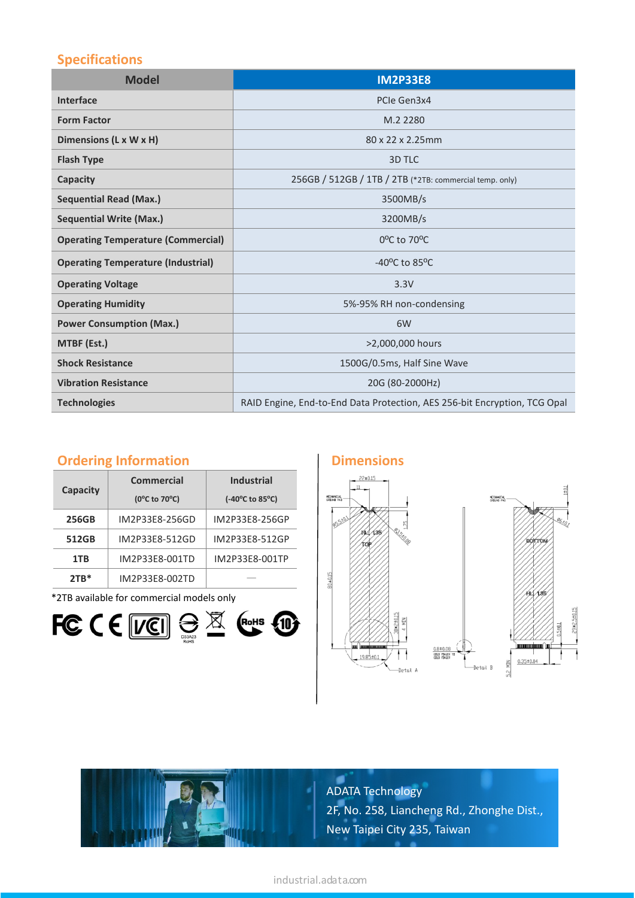## Specifications

| Model | IM2P33E8 |
|---|---|
| Interface | PCIe Gen3x4 |
| Form Factor | M.2 2280 |
| Dimensions (L x W x H) | 80 x 22 x 2.25mm |
| Flash Type | 3D TLC |
| Capacity | 256GB / 512GB / 1TB / 2TB (*2TB: commercial temp. only) |
| Sequential Read (Max.) | 3500MB/s |
| Sequential Write (Max.) | 3200MB/s |
| Operating Temperature (Commercial) | 0ºC to 70ºC |
| Operating Temperature (Industrial) | -40ºC to 85ºC |
| Operating Voltage | 3.3V |
| Operating Humidity | 5%-95% RH non-condensing |
| Power Consumption (Max.) | 6W |
| MTBF (Est.) | >2,000,000 hours |
| Shock Resistance | 1500G/0.5ms, Half Sine Wave |
| Vibration Resistance | 20G (80-2000Hz) |
| Technologies | RAID Engine, End-to-End Data Protection, AES 256-bit Encryption, TCG Opal |

## Ordering Information

| Capacity | Commercial (0ºC to 70ºC) | Industrial (-40ºC to 85ºC) |
|---|---|---|
| 256GB | IM2P33E8-256GD | IM2P33E8-256GP |
| 512GB | IM2P33E8-512GD | IM2P33E8-512GP |
| 1TB | IM2P33E8-001TD | IM2P33E8-001TP |
| 2TB* | IM2P33E8-002TD | — |

*2TB available for commercial models only

## Dimensions

22±0.15
80±0.15
TOP
BOTTOM
19.85±0.1
Detail A
Detail B

ADATA Technology
2F, No. 258, Liancheng Rd., Zhonghe Dist.,
New Taipei City 235, Taiwan

industrial.adata.com